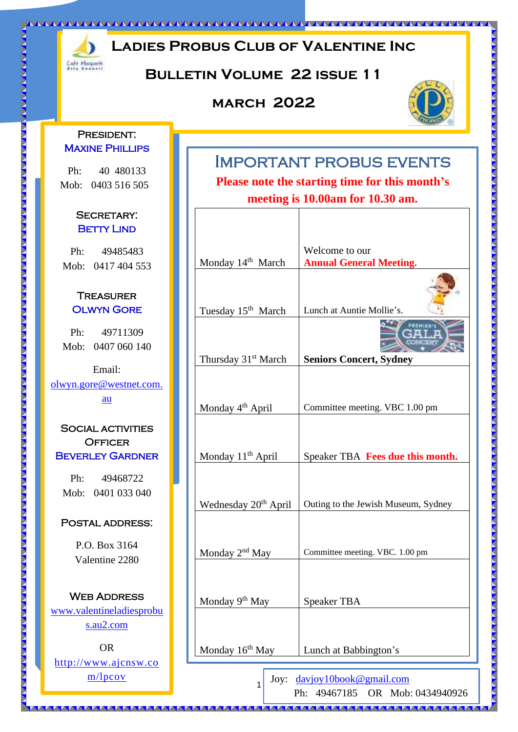# Ladies Probus Club of Valentine Inc

## Bulletin Volume 22 issue 11

## March 2022

**President:**
**Maxine Phillips**

Ph: 40 480133
Mob: 0403 516 505

**Secretary:**
**Betty Lind**

Ph: 49485483
Mob: 0417 404 553

**Treasurer**
**Olwyn Gore**

Ph: 49711309
Mob: 0407 060 140

Email:
olwyn.gore@westnet.com.au

**Social Activities Officer**
**Beverley Gardner**

Ph: 49468722
Mob: 0401 033 040

**Postal address:**

P.O. Box 3164
Valentine 2280

**Web Address**
www.valentineladiesprobus.au2.com

OR

http://www.ajcnsw.com/lpcov

## Important Probus Events

**Please note the starting time for this month's meeting is 10.00am for 10.30 am.**

| Date | Event |
|---|---|
| Monday 14th March | Welcome to our **Annual General Meeting.** |
| Tuesday 15th March | Lunch at Auntie Mollie's. |
| Thursday 31st March | **Seniors Concert, Sydney** |
| Monday 4th April | Committee meeting. VBC 1.00 pm |
| Monday 11th April | Speaker TBA **Fees due this month.** |
| Wednesday 20th April | Outing to the Jewish Museum, Sydney |
| Monday 2nd May | Committee meeting. VBC. 1.00 pm |
| Monday 9th May | Speaker TBA |
| Monday 16th May | Lunch at Babbington's |

Joy: davjoy10book@gmail.com
Ph: 49467185 OR Mob: 0434940926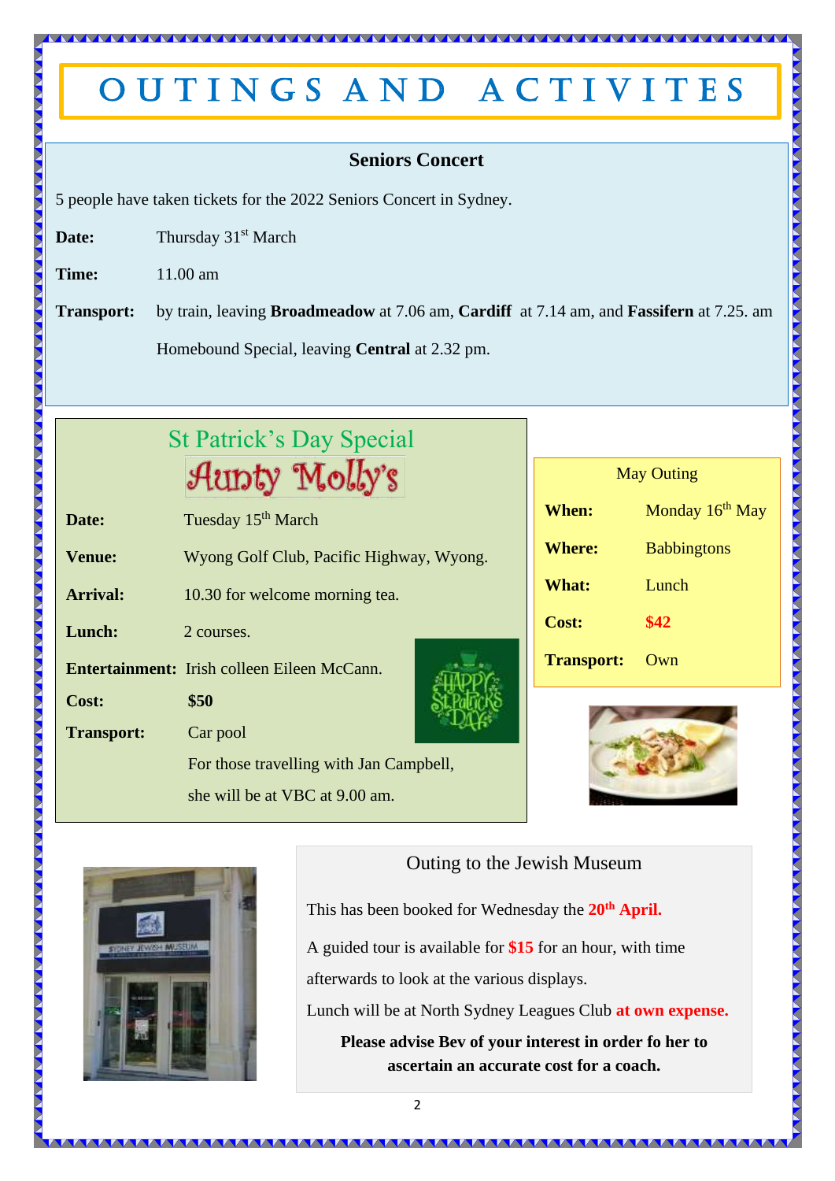# OUTINGS AND ACTIVITES

## Seniors Concert

5 people have taken tickets for the 2022 Seniors Concert in Sydney.

**Date:** Thursday 31st March

**Time:** 11.00 am

**Transport:** by train, leaving **Broadmeadow** at 7.06 am, **Cardiff** at 7.14 am, and **Fassifern** at 7.25. am

Homebound Special, leaving **Central** at 2.32 pm.

## St Patrick's Day Special

### Aunty Molly's

**Date:** Tuesday 15th March

**Venue:** Wyong Golf Club, Pacific Highway, Wyong.

**Arrival:** 10.30 for welcome morning tea.

**Lunch:** 2 courses.

**Entertainment:** Irish colleen Eileen McCann.

**Cost:** **$50**

**Transport:** Car pool

For those travelling with Jan Campbell, she will be at VBC at 9.00 am.

## May Outing

| | |
|---|---|
| **When:** | Monday 16th May |
| **Where:** | Babbingtons |
| **What:** | Lunch |
| **Cost:** | **$42** |
| **Transport:** | Own |

## Outing to the Jewish Museum

This has been booked for Wednesday the **20th April.**

A guided tour is available for **$15** for an hour, with time afterwards to look at the various displays.

Lunch will be at North Sydney Leagues Club **at own expense.**

**Please advise Bev of your interest in order fo her to ascertain an accurate cost for a coach.**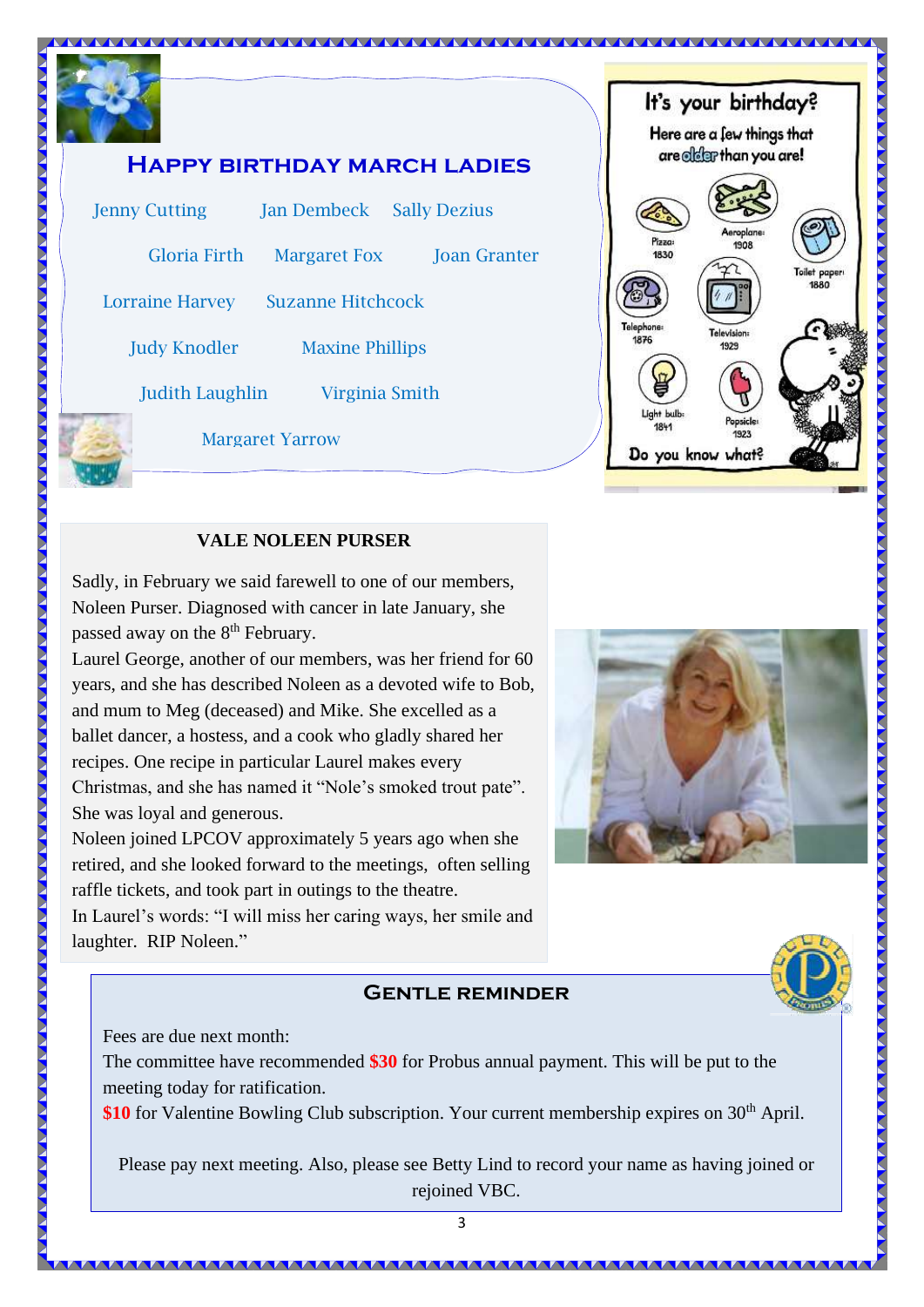## Happy Birthday March Ladies

Jenny Cutting  Jan Dembeck  Sally Dezius

Gloria Firth  Margaret Fox  Joan Granter

Lorraine Harvey  Suzanne Hitchcock

Judy Knodler  Maxine Phillips

Judith Laughlin  Virginia Smith

Margaret Yarrow

**It's your birthday?**

Here are a few things that are older than you are!

Pizza: 1830
Aeroplane: 1908
Toilet paper: 1880
Telephone: 1876
Television: 1929
Light bulb: 1841
Popsicle: 1923

Do you know what?

### VALE NOLEEN PURSER

Sadly, in February we said farewell to one of our members, Noleen Purser. Diagnosed with cancer in late January, she passed away on the 8th February.

Laurel George, another of our members, was her friend for 60 years, and she has described Noleen as a devoted wife to Bob, and mum to Meg (deceased) and Mike. She excelled as a ballet dancer, a hostess, and a cook who gladly shared her recipes. One recipe in particular Laurel makes every Christmas, and she has named it "Nole's smoked trout pate". She was loyal and generous.

Noleen joined LPCOV approximately 5 years ago when she retired, and she looked forward to the meetings, often selling raffle tickets, and took part in outings to the theatre.

In Laurel's words: "I will miss her caring ways, her smile and laughter. RIP Noleen."

### Gentle Reminder

Fees are due next month:

The committee have recommended **$30** for Probus annual payment. This will be put to the meeting today for ratification.

**$10** for Valentine Bowling Club subscription. Your current membership expires on 30th April.

Please pay next meeting. Also, please see Betty Lind to record your name as having joined or rejoined VBC.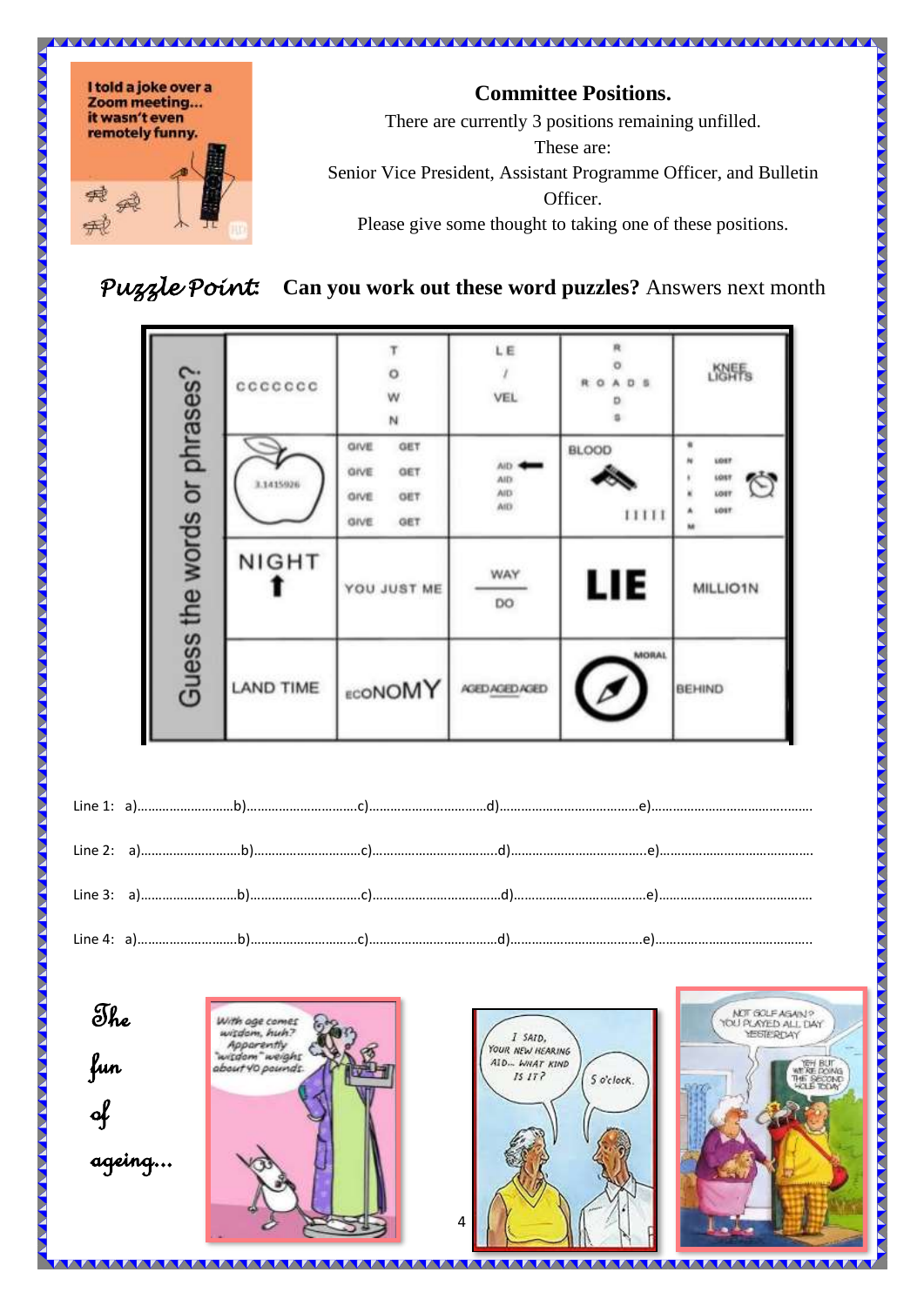I told a joke over a Zoom meeting... it wasn't even remotely funny.

## Committee Positions.

There are currently 3 positions remaining unfilled.
These are:
Senior Vice President, Assistant Programme Officer, and Bulletin Officer.
Please give some thought to taking one of these positions.

## *Puzzle Point:* **Can you work out these word puzzles?** Answers next month

Guess the words or phrases?

| | | | | |
|---|---|---|---|---|
| CCCCCCC | T O W N | LE / VEL | R O R O A D S D S | KNEE LIGHTS |
| 3.1415926 | GIVE GET GIVE GET GIVE GET GIVE GET | AID ⬅ AID AID AID | BLOOD IIIII | S N I K A M LOST LOST LOST LOST |
| NIGHT ⬆ | YOU JUST ME | WAY / DO | LIE | MILLIO1N |
| LAND TIME | ECONOMY | AGEDAGEDAGED | MORAL | BEHIND |

Line 1: a)……………………b)…………………………c)……………………………d)…………………………………e)………………………………………

Line 2: a)……………………b)…………………………c)……………………………d)…………………………………e)………………………………………

Line 3: a)……………………b)…………………………c)……………………………d)…………………………………e)………………………………………

Line 4: a)……………………b)…………………………c)……………………………d)…………………………………e)………………………………………

*The fun of ageing…*

With age comes wisdom, huh? Apparently "wisdom" weighs about 40 pounds.

I SAID, YOUR NEW HEARING AID... WHAT KIND IS IT? 5 o'clock.

NOT GOLF AGAIN? YOU PLAYED ALL DAY YESTERDAY. YEH BUT WE'RE DOING THE SECOND HOLE TODAY